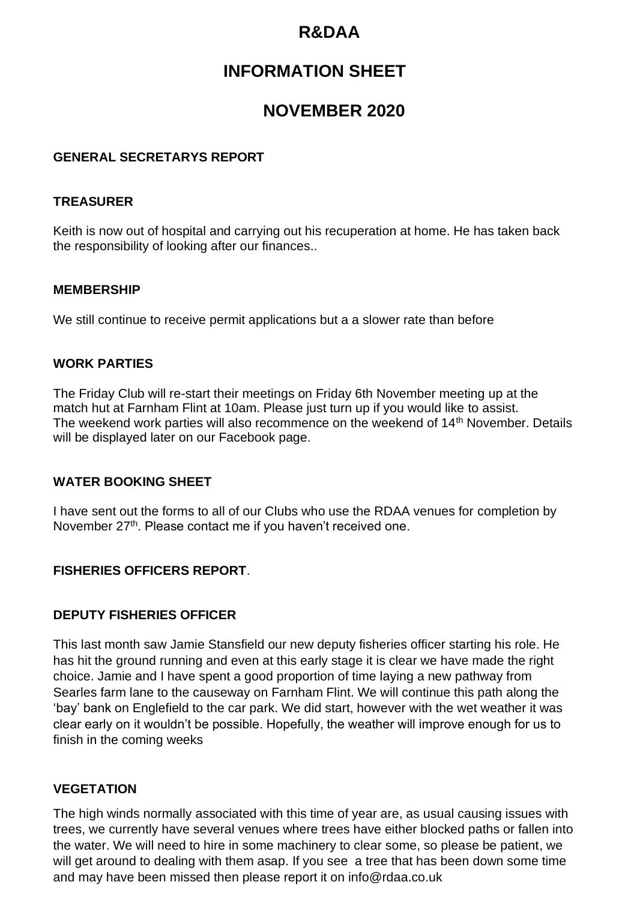# R&DAA

# INFORMATION SHEET

# NOVEMBER 2020

## GENERAL SECRETARYS REPORT

### TREASURER

Keith is now out of hospital and carrying out his recuperation at home. He has taken back the responsibility of looking after our finances..

### MEMBERSHIP

We still continue to receive permit applications but a a slower rate than before

### WORK PARTIES

The Friday Club will re-start their meetings on Friday 6th November meeting up at the match hut at Farnham Flint at 10am. Please just turn up if you would like to assist.
The weekend work parties will also recommence on the weekend of 14th November. Details will be displayed later on our Facebook page.

### WATER BOOKING SHEET

I have sent out the forms to all of our Clubs who use the RDAA venues for completion by November 27th. Please contact me if you haven't received one.

## FISHERIES OFFICERS REPORT.

### DEPUTY FISHERIES OFFICER

This last month saw Jamie Stansfield our new deputy fisheries officer starting his role. He has hit the ground running and even at this early stage it is clear we have made the right choice. Jamie and I have spent a good proportion of time laying a new pathway from Searles farm lane to the causeway on Farnham Flint. We will continue this path along the 'bay' bank on Englefield to the car park. We did start, however with the wet weather it was clear early on it wouldn't be possible. Hopefully, the weather will improve enough for us to finish in the coming weeks

### VEGETATION

The high winds normally associated with this time of year are, as usual causing issues with trees, we currently have several venues where trees have either blocked paths or fallen into the water. We will need to hire in some machinery to clear some, so please be patient, we will get around to dealing with them asap. If you see a tree that has been down some time and may have been missed then please report it on info@rdaa.co.uk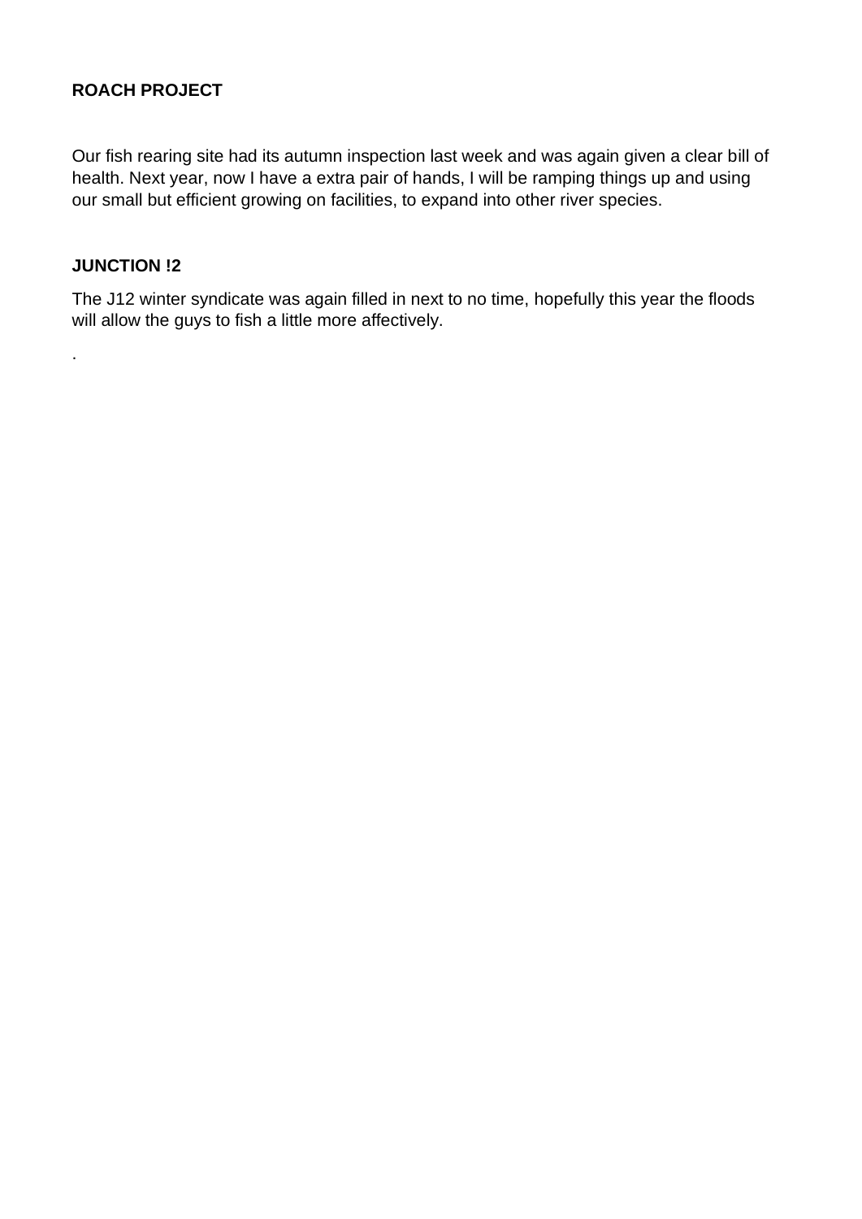**ROACH PROJECT**

Our fish rearing site had its autumn inspection last week and was again given a clear bill of health. Next year, now I have a extra pair of hands, I will be ramping things up and using our small but efficient growing on facilities, to expand into other river species.

**JUNCTION !2**

The J12 winter syndicate was again filled in next to no time, hopefully this year the floods will allow the guys to fish a little more affectively.

.